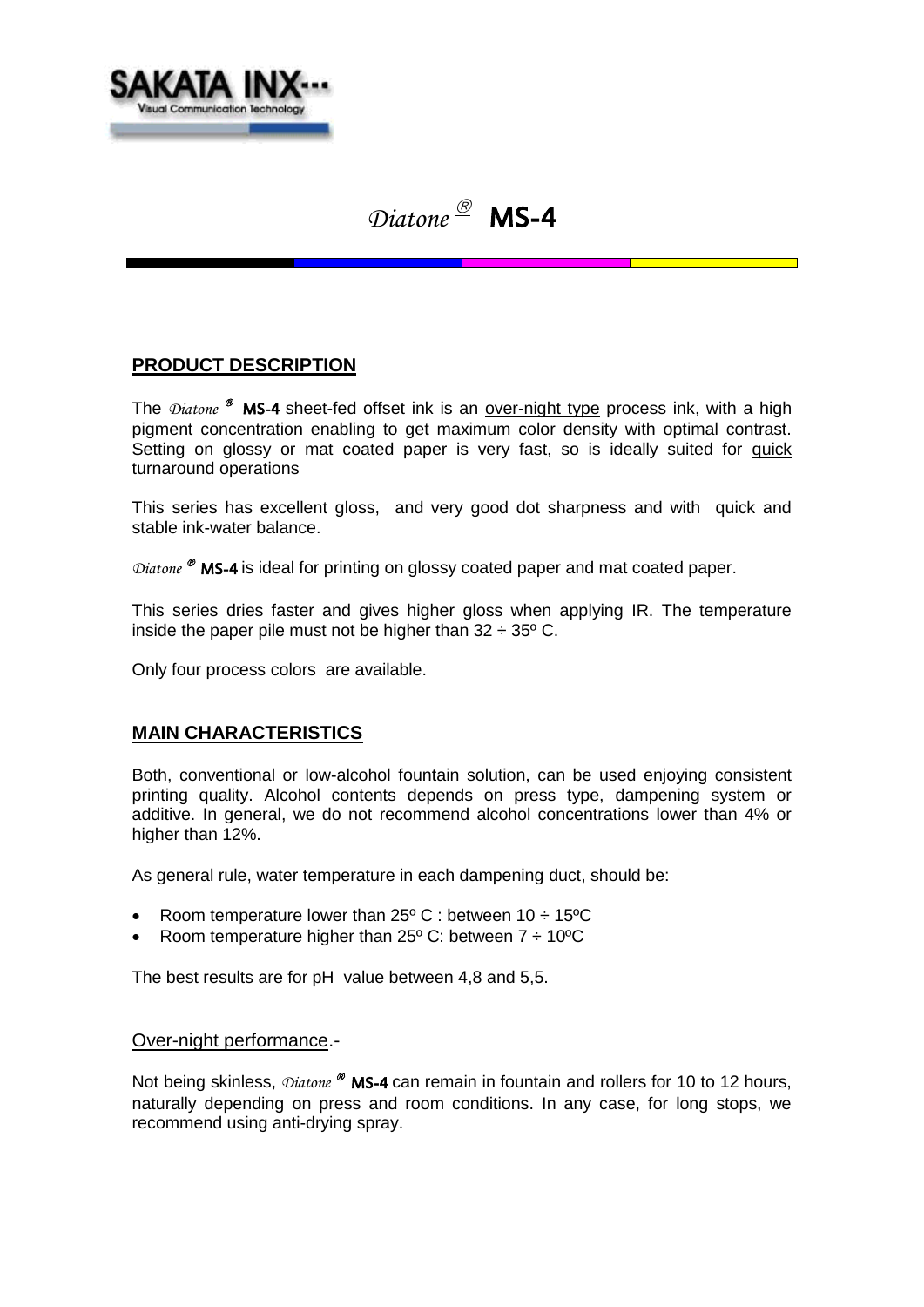# *Diatone*® MS-4

## PRODUCT DESCRIPTION

The *Diatone*® **MS-4** sheet-fed offset ink is an over-night type process ink, with a high pigment concentration enabling to get maximum color density with optimal contrast. Setting on glossy or mat coated paper is very fast, so is ideally suited for quick turnaround operations

This series has excellent gloss, and very good dot sharpness and with quick and stable ink-water balance.

*Diatone*® **MS-4** is ideal for printing on glossy coated paper and mat coated paper.

This series dries faster and gives higher gloss when applying IR. The temperature inside the paper pile must not be higher than 32 ÷ 35º C.

Only four process colors are available.

## MAIN CHARACTERISTICS

Both, conventional or low-alcohol fountain solution, can be used enjoying consistent printing quality. Alcohol contents depends on press type, dampening system or additive. In general, we do not recommend alcohol concentrations lower than 4% or higher than 12%.

As general rule, water temperature in each dampening duct, should be:

- Room temperature lower than 25º C : between 10 ÷ 15ºC
- Room temperature higher than 25º C: between 7 ÷ 10ºC

The best results are for pH value between 4,8 and 5,5.

### Over-night performance.-

Not being skinless, *Diatone*® **MS-4** can remain in fountain and rollers for 10 to 12 hours, naturally depending on press and room conditions. In any case, for long stops, we recommend using anti-drying spray.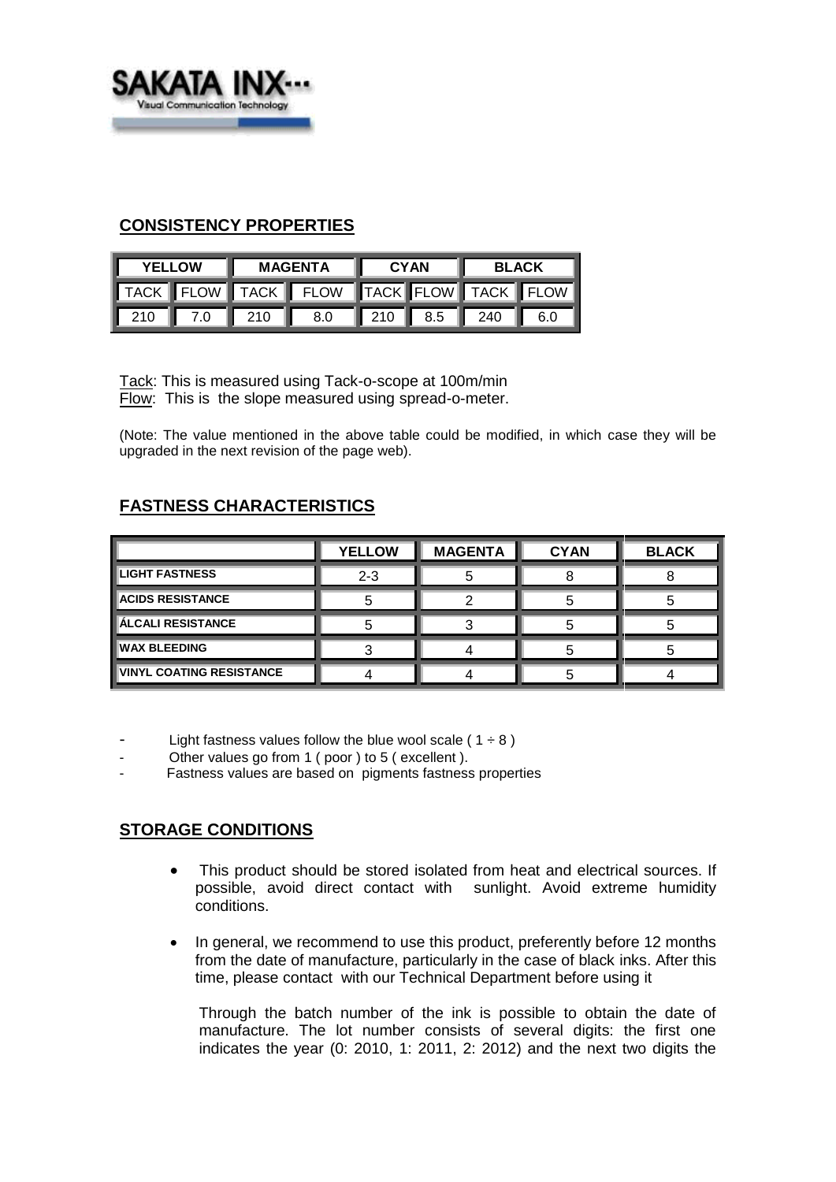## CONSISTENCY PROPERTIES

| YELLOW | | MAGENTA | | CYAN | | BLACK | |
|---|---|---|---|---|---|---|---|
| TACK | FLOW | TACK | FLOW | TACK | FLOW | TACK | FLOW |
| 210 | 7.0 | 210 | 8.0 | 210 | 8.5 | 240 | 6.0 |

Tack: This is measured using Tack-o-scope at 100m/min
Flow: This is the slope measured using spread-o-meter.

(Note: The value mentioned in the above table could be modified, in which case they will be upgraded in the next revision of the page web).

## FASTNESS CHARACTERISTICS

| | YELLOW | MAGENTA | CYAN | BLACK |
|---|---|---|---|---|
| LIGHT FASTNESS | 2-3 | 5 | 8 | 8 |
| ACIDS RESISTANCE | 5 | 2 | 5 | 5 |
| ÁLCALI RESISTANCE | 5 | 3 | 5 | 5 |
| WAX BLEEDING | 3 | 4 | 5 | 5 |
| VINYL COATING RESISTANCE | 4 | 4 | 5 | 4 |

- Light fastness values follow the blue wool scale ( 1 ÷ 8 )
- Other values go from 1 ( poor ) to 5 ( excellent ).
- Fastness values are based on pigments fastness properties

## STORAGE CONDITIONS

- This product should be stored isolated from heat and electrical sources. If possible, avoid direct contact with sunlight. Avoid extreme humidity conditions.
- In general, we recommend to use this product, preferently before 12 months from the date of manufacture, particularly in the case of black inks. After this time, please contact with our Technical Department before using it

  Through the batch number of the ink is possible to obtain the date of manufacture. The lot number consists of several digits: the first one indicates the year (0: 2010, 1: 2011, 2: 2012) and the next two digits the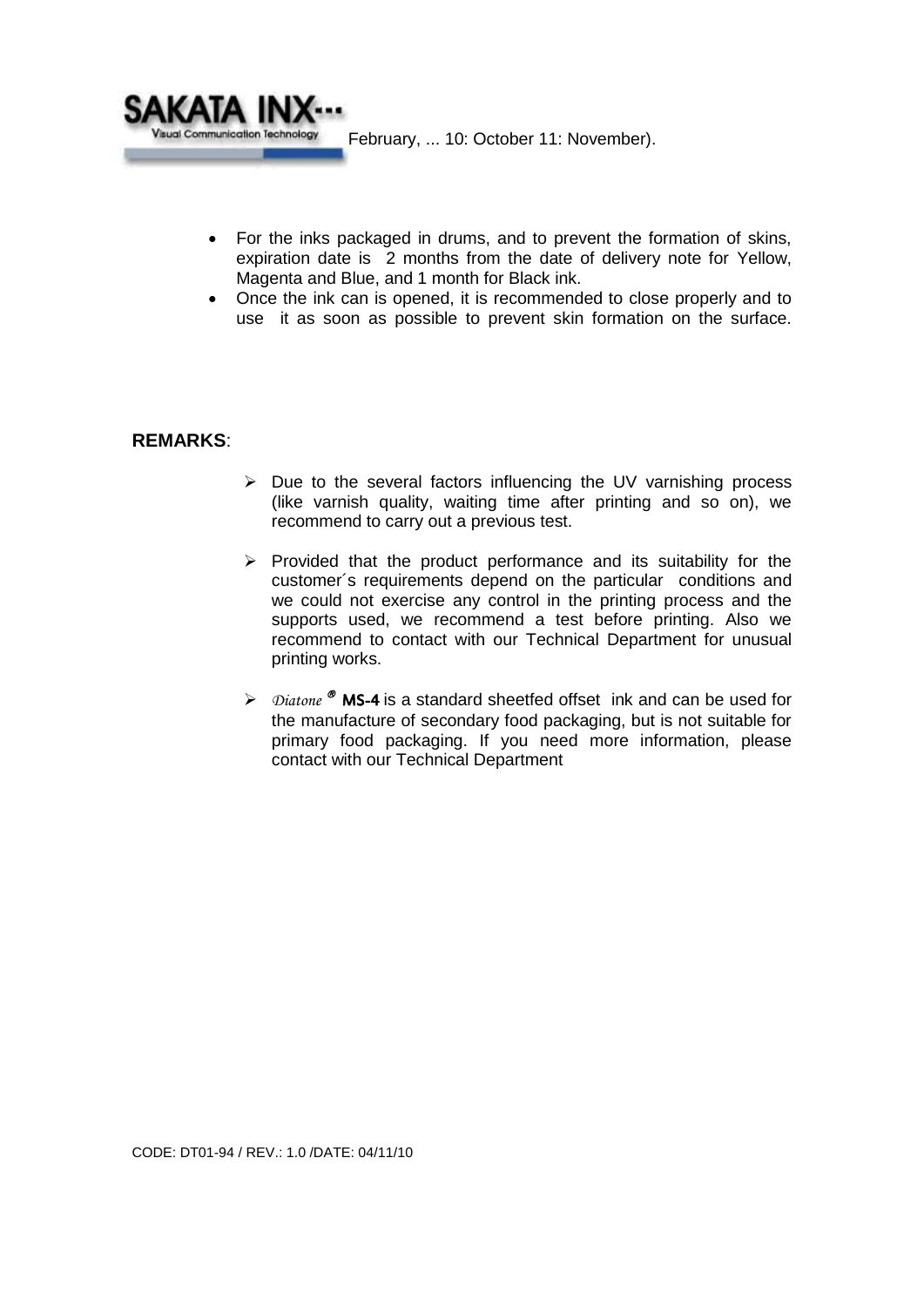February, ... 10: October 11: November).

- For the inks packaged in drums, and to prevent the formation of skins, expiration date is 2 months from the date of delivery note for Yellow, Magenta and Blue, and 1 month for Black ink.
- Once the ink can is opened, it is recommended to close properly and to use it as soon as possible to prevent skin formation on the surface.

**REMARKS**:

- Due to the several factors influencing the UV varnishing process (like varnish quality, waiting time after printing and so on), we recommend to carry out a previous test.
- Provided that the product performance and its suitability for the customer´s requirements depend on the particular conditions and we could not exercise any control in the printing process and the supports used, we recommend a test before printing. Also we recommend to contact with our Technical Department for unusual printing works.
- *Diatone* ® **MS-4** is a standard sheetfed offset ink and can be used for the manufacture of secondary food packaging, but is not suitable for primary food packaging. If you need more information, please contact with our Technical Department

CODE: DT01-94 / REV.: 1.0 /DATE: 04/11/10